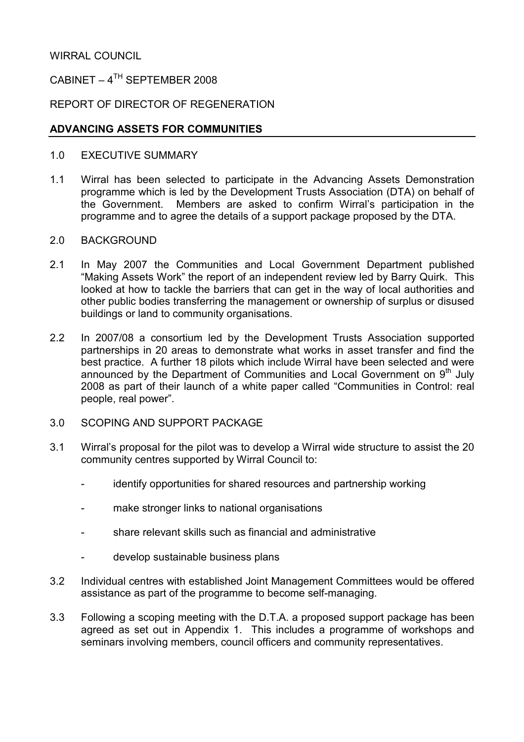WIRRAL COUNCIL

CABINET – 4TH SEPTEMBER 2008

REPORT OF DIRECTOR OF REGENERATION

## ADVANCING ASSETS FOR COMMUNITIES

1.0 EXECUTIVE SUMMARY

1.1 Wirral has been selected to participate in the Advancing Assets Demonstration programme which is led by the Development Trusts Association (DTA) on behalf of the Government. Members are asked to confirm Wirral's participation in the programme and to agree the details of a support package proposed by the DTA.

2.0 BACKGROUND

2.1 In May 2007 the Communities and Local Government Department published "Making Assets Work" the report of an independent review led by Barry Quirk. This looked at how to tackle the barriers that can get in the way of local authorities and other public bodies transferring the management or ownership of surplus or disused buildings or land to community organisations.

2.2 In 2007/08 a consortium led by the Development Trusts Association supported partnerships in 20 areas to demonstrate what works in asset transfer and find the best practice. A further 18 pilots which include Wirral have been selected and were announced by the Department of Communities and Local Government on 9th July 2008 as part of their launch of a white paper called "Communities in Control: real people, real power".

3.0 SCOPING AND SUPPORT PACKAGE

3.1 Wirral's proposal for the pilot was to develop a Wirral wide structure to assist the 20 community centres supported by Wirral Council to:

- identify opportunities for shared resources and partnership working
- make stronger links to national organisations
- share relevant skills such as financial and administrative
- develop sustainable business plans

3.2 Individual centres with established Joint Management Committees would be offered assistance as part of the programme to become self-managing.

3.3 Following a scoping meeting with the D.T.A. a proposed support package has been agreed as set out in Appendix 1. This includes a programme of workshops and seminars involving members, council officers and community representatives.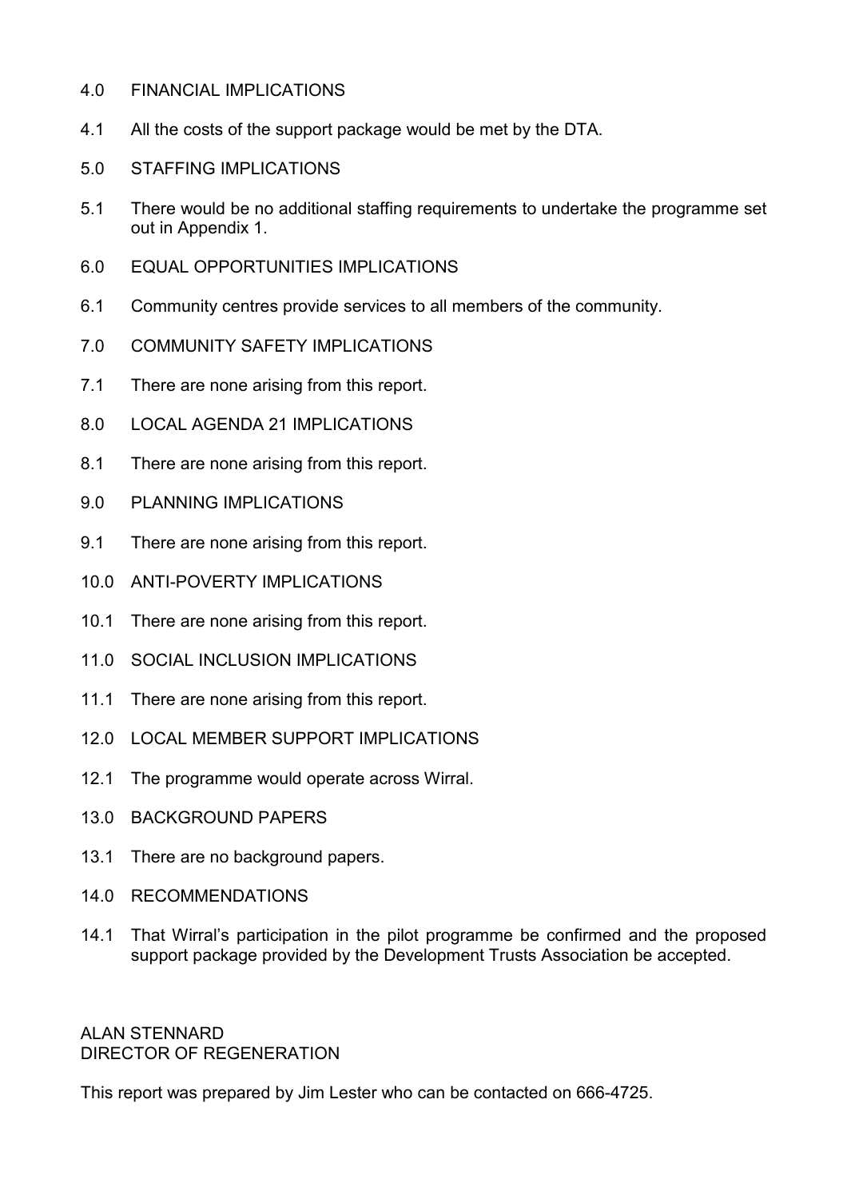## 4.0 FINANCIAL IMPLICATIONS

4.1 All the costs of the support package would be met by the DTA.

## 5.0 STAFFING IMPLICATIONS

5.1 There would be no additional staffing requirements to undertake the programme set out in Appendix 1.

## 6.0 EQUAL OPPORTUNITIES IMPLICATIONS

6.1 Community centres provide services to all members of the community.

## 7.0 COMMUNITY SAFETY IMPLICATIONS

7.1 There are none arising from this report.

## 8.0 LOCAL AGENDA 21 IMPLICATIONS

8.1 There are none arising from this report.

## 9.0 PLANNING IMPLICATIONS

9.1 There are none arising from this report.

## 10.0 ANTI-POVERTY IMPLICATIONS

10.1 There are none arising from this report.

## 11.0 SOCIAL INCLUSION IMPLICATIONS

11.1 There are none arising from this report.

## 12.0 LOCAL MEMBER SUPPORT IMPLICATIONS

12.1 The programme would operate across Wirral.

## 13.0 BACKGROUND PAPERS

13.1 There are no background papers.

## 14.0 RECOMMENDATIONS

14.1 That Wirral's participation in the pilot programme be confirmed and the proposed support package provided by the Development Trusts Association be accepted.

ALAN STENNARD
DIRECTOR OF REGENERATION

This report was prepared by Jim Lester who can be contacted on 666-4725.